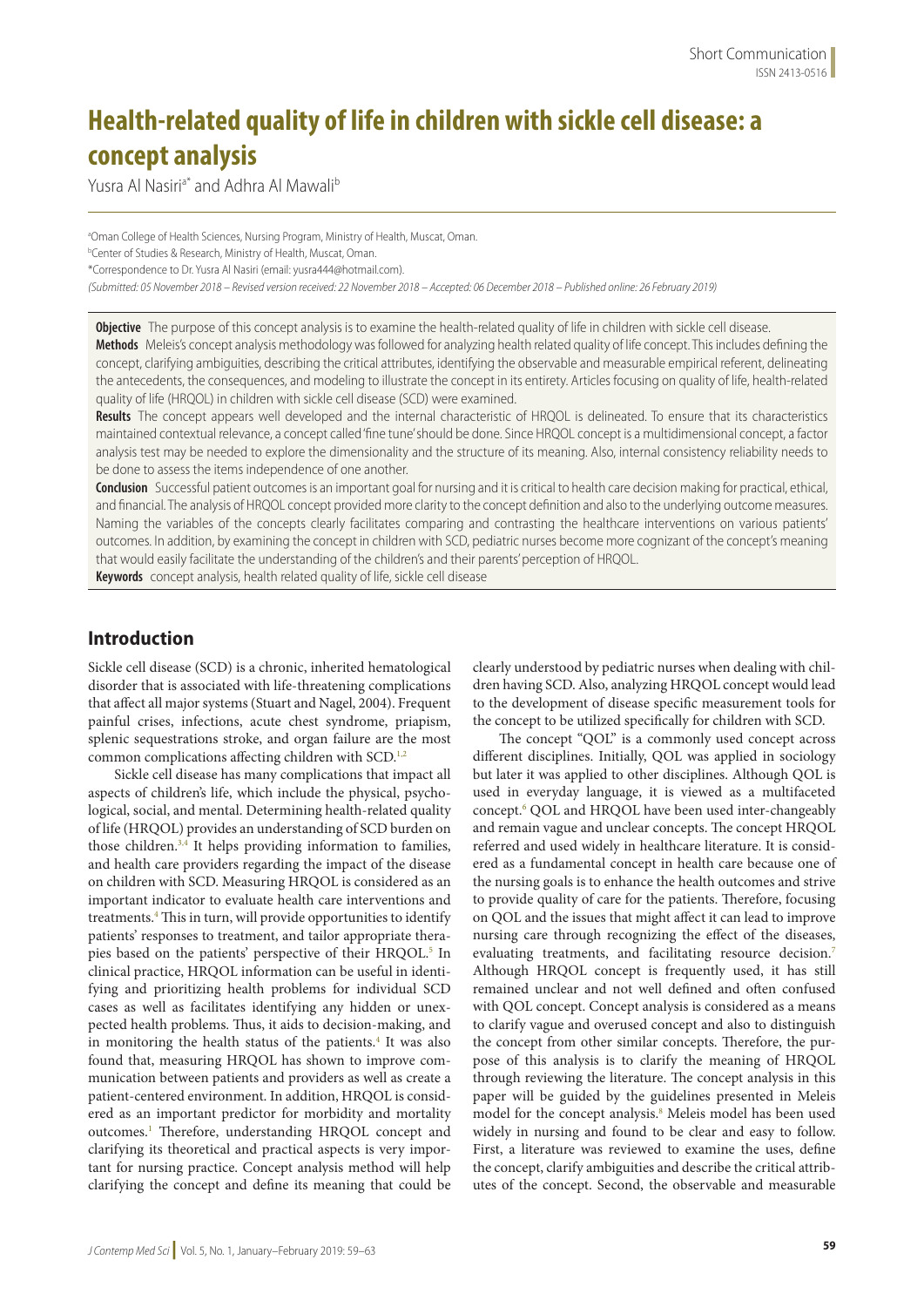Short Communication
ISSN 2413-0516

# Health-related quality of life in children with sickle cell disease: a concept analysis

Yusra Al Nasiri[a*] and Adhra Al Mawali[b]

[a]Oman College of Health Sciences, Nursing Program, Ministry of Health, Muscat, Oman.
[b]Center of Studies & Research, Ministry of Health, Muscat, Oman.
*Correspondence to Dr. Yusra Al Nasiri (email: yusra444@hotmail.com).
*(Submitted: 05 November 2018 – Revised version received: 22 November 2018 – Accepted: 06 December 2018 – Published online: 26 February 2019)*

**Objective** The purpose of this concept analysis is to examine the health-related quality of life in children with sickle cell disease.

**Methods** Meleis's concept analysis methodology was followed for analyzing health related quality of life concept. This includes defining the concept, clarifying ambiguities, describing the critical attributes, identifying the observable and measurable empirical referent, delineating the antecedents, the consequences, and modeling to illustrate the concept in its entirety. Articles focusing on quality of life, health-related quality of life (HRQOL) in children with sickle cell disease (SCD) were examined.

**Results** The concept appears well developed and the internal characteristic of HRQOL is delineated. To ensure that its characteristics maintained contextual relevance, a concept called 'fine tune' should be done. Since HRQOL concept is a multidimensional concept, a factor analysis test may be needed to explore the dimensionality and the structure of its meaning. Also, internal consistency reliability needs to be done to assess the items independence of one another.

**Conclusion** Successful patient outcomes is an important goal for nursing and it is critical to health care decision making for practical, ethical, and financial. The analysis of HRQOL concept provided more clarity to the concept definition and also to the underlying outcome measures. Naming the variables of the concepts clearly facilitates comparing and contrasting the healthcare interventions on various patients' outcomes. In addition, by examining the concept in children with SCD, pediatric nurses become more cognizant of the concept's meaning that would easily facilitate the understanding of the children's and their parents' perception of HRQOL.

**Keywords** concept analysis, health related quality of life, sickle cell disease

## Introduction

Sickle cell disease (SCD) is a chronic, inherited hematological disorder that is associated with life-threatening complications that affect all major systems (Stuart and Nagel, 2004). Frequent painful crises, infections, acute chest syndrome, priapism, splenic sequestrations stroke, and organ failure are the most common complications affecting children with SCD.[1,2]

Sickle cell disease has many complications that impact all aspects of children's life, which include the physical, psychological, social, and mental. Determining health-related quality of life (HRQOL) provides an understanding of SCD burden on those children.[3,4] It helps providing information to families, and health care providers regarding the impact of the disease on children with SCD. Measuring HRQOL is considered as an important indicator to evaluate health care interventions and treatments.[4] This in turn, will provide opportunities to identify patients' responses to treatment, and tailor appropriate therapies based on the patients' perspective of their HRQOL.[5] In clinical practice, HRQOL information can be useful in identifying and prioritizing health problems for individual SCD cases as well as facilitates identifying any hidden or unexpected health problems. Thus, it aids to decision-making, and in monitoring the health status of the patients.[4] It was also found that, measuring HRQOL has shown to improve communication between patients and providers as well as create a patient-centered environment. In addition, HRQOL is considered as an important predictor for morbidity and mortality outcomes.[1] Therefore, understanding HRQOL concept and clarifying its theoretical and practical aspects is very important for nursing practice. Concept analysis method will help clarifying the concept and define its meaning that could be clearly understood by pediatric nurses when dealing with children having SCD. Also, analyzing HRQOL concept would lead to the development of disease specific measurement tools for the concept to be utilized specifically for children with SCD.

The concept "QOL" is a commonly used concept across different disciplines. Initially, QOL was applied in sociology but later it was applied to other disciplines. Although QOL is used in everyday language, it is viewed as a multifaceted concept.[6] QOL and HRQOL have been used inter-changeably and remain vague and unclear concepts. The concept HRQOL referred and used widely in healthcare literature. It is considered as a fundamental concept in health care because one of the nursing goals is to enhance the health outcomes and strive to provide quality of care for the patients. Therefore, focusing on QOL and the issues that might affect it can lead to improve nursing care through recognizing the effect of the diseases, evaluating treatments, and facilitating resource decision.[7] Although HRQOL concept is frequently used, it has still remained unclear and not well defined and often confused with QOL concept. Concept analysis is considered as a means to clarify vague and overused concept and also to distinguish the concept from other similar concepts. Therefore, the purpose of this analysis is to clarify the meaning of HRQOL through reviewing the literature. The concept analysis in this paper will be guided by the guidelines presented in Meleis model for the concept analysis.[8] Meleis model has been used widely in nursing and found to be clear and easy to follow. First, a literature was reviewed to examine the uses, define the concept, clarify ambiguities and describe the critical attributes of the concept. Second, the observable and measurable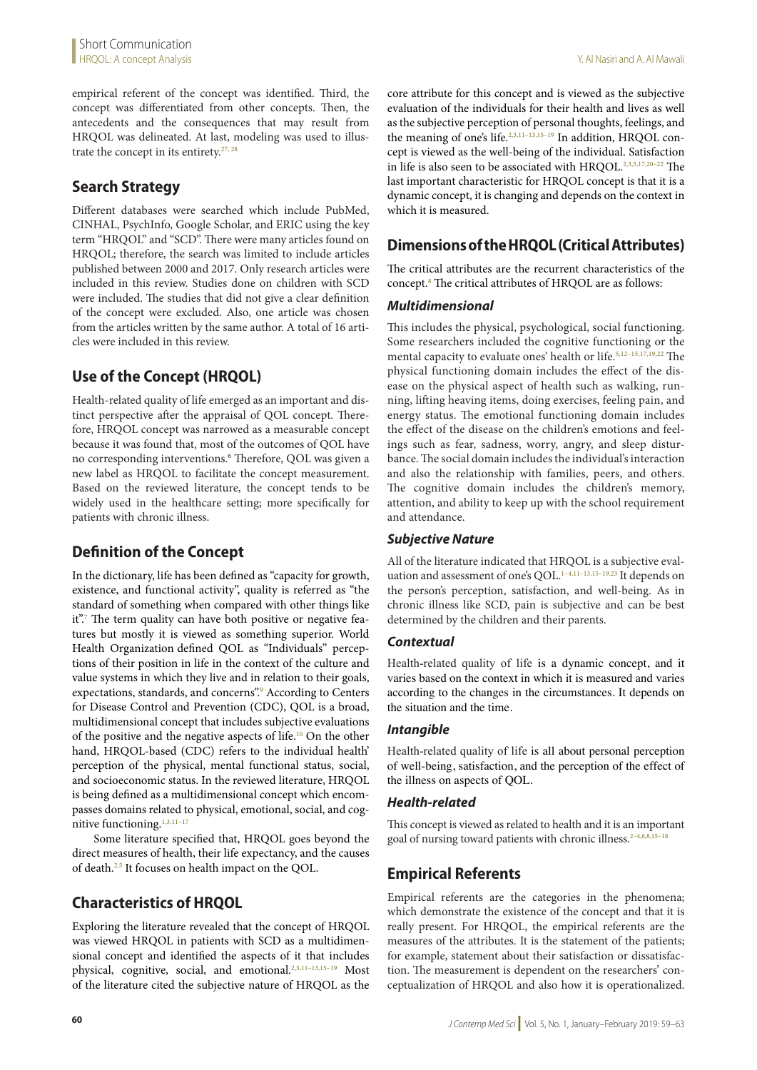empirical referent of the concept was identified. Third, the concept was differentiated from other concepts. Then, the antecedents and the consequences that may result from HRQOL was delineated. At last, modeling was used to illustrate the concept in its entirety.[27, 28]

## Search Strategy

Different databases were searched which include PubMed, CINHAL, PsychInfo, Google Scholar, and ERIC using the key term "HRQOL" and "SCD". There were many articles found on HRQOL; therefore, the search was limited to include articles published between 2000 and 2017. Only research articles were included in this review. Studies done on children with SCD were included. The studies that did not give a clear definition of the concept were excluded. Also, one article was chosen from the articles written by the same author. A total of 16 articles were included in this review.

## Use of the Concept (HRQOL)

Health-related quality of life emerged as an important and distinct perspective after the appraisal of QOL concept. Therefore, HRQOL concept was narrowed as a measurable concept because it was found that, most of the outcomes of QOL have no corresponding interventions.[6] Therefore, QOL was given a new label as HRQOL to facilitate the concept measurement. Based on the reviewed literature, the concept tends to be widely used in the healthcare setting; more specifically for patients with chronic illness.

## Definition of the Concept

In the dictionary, life has been defined as "capacity for growth, existence, and functional activity", quality is referred as "the standard of something when compared with other things like it".[7] The term quality can have both positive or negative features but mostly it is viewed as something superior. World Health Organization defined QOL as "Individuals" perceptions of their position in life in the context of the culture and value systems in which they live and in relation to their goals, expectations, standards, and concerns".[9] According to Centers for Disease Control and Prevention (CDC), QOL is a broad, multidimensional concept that includes subjective evaluations of the positive and the negative aspects of life.[10] On the other hand, HRQOL-based (CDC) refers to the individual health' perception of the physical, mental functional status, social, and socioeconomic status. In the reviewed literature, HRQOL is being defined as a multidimensional concept which encompasses domains related to physical, emotional, social, and cognitive functioning.[1,3,11–17]

Some literature specified that, HRQOL goes beyond the direct measures of health, their life expectancy, and the causes of death.[2,5] It focuses on health impact on the QOL.

## Characteristics of HRQOL

Exploring the literature revealed that the concept of HRQOL was viewed HRQOL in patients with SCD as a multidimensional concept and identified the aspects of it that includes physical, cognitive, social, and emotional.[2,3,11–13,15–19] Most of the literature cited the subjective nature of HRQOL as the core attribute for this concept and is viewed as the subjective evaluation of the individuals for their health and lives as well as the subjective perception of personal thoughts, feelings, and the meaning of one's life.[2,3,11–13,15–19] In addition, HRQOL concept is viewed as the well-being of the individual. Satisfaction in life is also seen to be associated with HRQOL.[2,3,5,17,20–22] The last important characteristic for HRQOL concept is that it is a dynamic concept, it is changing and depends on the context in which it is measured.

## Dimensions of the HRQOL (Critical Attributes)

The critical attributes are the recurrent characteristics of the concept.[8] The critical attributes of HRQOL are as follows:

### *Multidimensional*

This includes the physical, psychological, social functioning. Some researchers included the cognitive functioning or the mental capacity to evaluate ones' health or life.[5,12–15,17,19,22] The physical functioning domain includes the effect of the disease on the physical aspect of health such as walking, running, lifting heaving items, doing exercises, feeling pain, and energy status. The emotional functioning domain includes the effect of the disease on the children's emotions and feelings such as fear, sadness, worry, angry, and sleep disturbance. The social domain includes the individual's interaction and also the relationship with families, peers, and others. The cognitive domain includes the children's memory, attention, and ability to keep up with the school requirement and attendance.

### *Subjective Nature*

All of the literature indicated that HRQOL is a subjective evaluation and assessment of one's QOL.[1–4,11–13,15–19,23] It depends on the person's perception, satisfaction, and well-being. As in chronic illness like SCD, pain is subjective and can be best determined by the children and their parents.

### *Contextual*

Health-related quality of life is a dynamic concept, and it varies based on the context in which it is measured and varies according to the changes in the circumstances. It depends on the situation and the time.

### *Intangible*

Health-related quality of life is all about personal perception of well-being, satisfaction, and the perception of the effect of the illness on aspects of QOL.

### *Health-related*

This concept is viewed as related to health and it is an important goal of nursing toward patients with chronic illness.[2–4,6,8,15–18]

## Empirical Referents

Empirical referents are the categories in the phenomena; which demonstrate the existence of the concept and that it is really present. For HRQOL, the empirical referents are the measures of the attributes. It is the statement of the patients; for example, statement about their satisfaction or dissatisfaction. The measurement is dependent on the researchers' conceptualization of HRQOL and also how it is operationalized.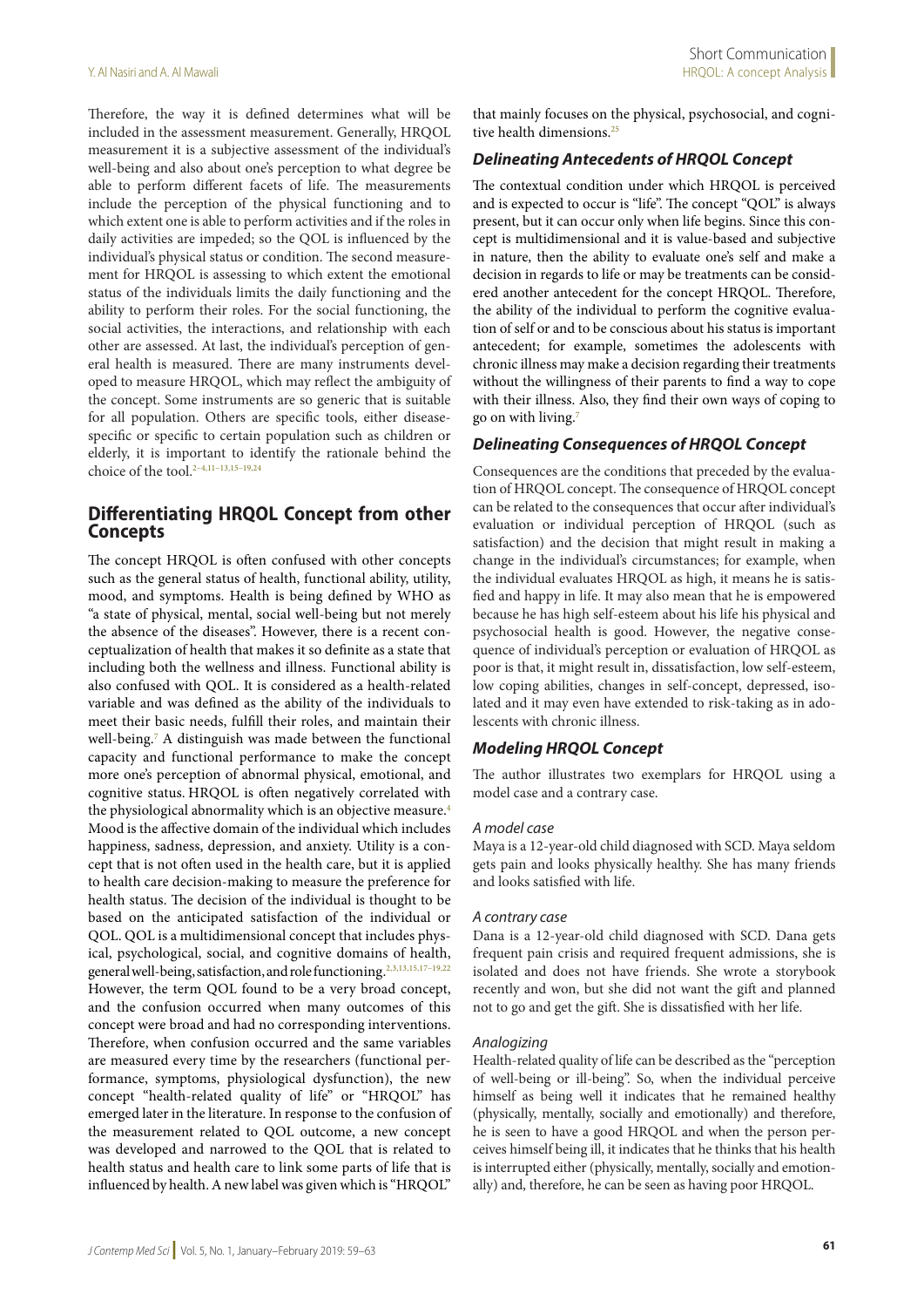Therefore, the way it is defined determines what will be included in the assessment measurement. Generally, HRQOL measurement it is a subjective assessment of the individual's well-being and also about one's perception to what degree be able to perform different facets of life. The measurements include the perception of the physical functioning and to which extent one is able to perform activities and if the roles in daily activities are impeded; so the QOL is influenced by the individual's physical status or condition. The second measurement for HRQOL is assessing to which extent the emotional status of the individuals limits the daily functioning and the ability to perform their roles. For the social functioning, the social activities, the interactions, and relationship with each other are assessed. At last, the individual's perception of general health is measured. There are many instruments developed to measure HRQOL, which may reflect the ambiguity of the concept. Some instruments are so generic that is suitable for all population. Others are specific tools, either disease-specific or specific to certain population such as children or elderly, it is important to identify the rationale behind the choice of the tool.[2–4,11–13,15–19,24]

## Differentiating HRQOL Concept from other Concepts

The concept HRQOL is often confused with other concepts such as the general status of health, functional ability, utility, mood, and symptoms. Health is being defined by WHO as "a state of physical, mental, social well-being but not merely the absence of the diseases". However, there is a recent conceptualization of health that makes it so definite as a state that including both the wellness and illness. Functional ability is also confused with QOL. It is considered as a health-related variable and was defined as the ability of the individuals to meet their basic needs, fulfill their roles, and maintain their well-being.[7] A distinguish was made between the functional capacity and functional performance to make the concept more one's perception of abnormal physical, emotional, and cognitive status. HRQOL is often negatively correlated with the physiological abnormality which is an objective measure.[4] Mood is the affective domain of the individual which includes happiness, sadness, depression, and anxiety. Utility is a concept that is not often used in the health care, but it is applied to health care decision-making to measure the preference for health status. The decision of the individual is thought to be based on the anticipated satisfaction of the individual or QOL. QOL is a multidimensional concept that includes physical, psychological, social, and cognitive domains of health, general well-being, satisfaction, and role functioning.[2,3,13,15,17–19,22] However, the term QOL found to be a very broad concept, and the confusion occurred when many outcomes of this concept were broad and had no corresponding interventions. Therefore, when confusion occurred and the same variables are measured every time by the researchers (functional performance, symptoms, physiological dysfunction), the new concept "health-related quality of life" or "HRQOL" has emerged later in the literature. In response to the confusion of the measurement related to QOL outcome, a new concept was developed and narrowed to the QOL that is related to health status and health care to link some parts of life that is influenced by health. A new label was given which is "HRQOL" that mainly focuses on the physical, psychosocial, and cognitive health dimensions.[25]

### Delineating Antecedents of HRQOL Concept

The contextual condition under which HRQOL is perceived and is expected to occur is "life". The concept "QOL" is always present, but it can occur only when life begins. Since this concept is multidimensional and it is value-based and subjective in nature, then the ability to evaluate one's self and make a decision in regards to life or may be treatments can be considered another antecedent for the concept HRQOL. Therefore, the ability of the individual to perform the cognitive evaluation of self or and to be conscious about his status is important antecedent; for example, sometimes the adolescents with chronic illness may make a decision regarding their treatments without the willingness of their parents to find a way to cope with their illness. Also, they find their own ways of coping to go on with living.[7]

### Delineating Consequences of HRQOL Concept

Consequences are the conditions that preceded by the evaluation of HRQOL concept. The consequence of HRQOL concept can be related to the consequences that occur after individual's evaluation or individual perception of HRQOL (such as satisfaction) and the decision that might result in making a change in the individual's circumstances; for example, when the individual evaluates HRQOL as high, it means he is satisfied and happy in life. It may also mean that he is empowered because he has high self-esteem about his life his physical and psychosocial health is good. However, the negative consequence of individual's perception or evaluation of HRQOL as poor is that, it might result in, dissatisfaction, low self-esteem, low coping abilities, changes in self-concept, depressed, isolated and it may even have extended to risk-taking as in adolescents with chronic illness.

### Modeling HRQOL Concept

The author illustrates two exemplars for HRQOL using a model case and a contrary case.

#### *A model case*

Maya is a 12-year-old child diagnosed with SCD. Maya seldom gets pain and looks physically healthy. She has many friends and looks satisfied with life.

#### *A contrary case*

Dana is a 12-year-old child diagnosed with SCD. Dana gets frequent pain crisis and required frequent admissions, she is isolated and does not have friends. She wrote a storybook recently and won, but she did not want the gift and planned not to go and get the gift. She is dissatisfied with her life.

#### *Analogizing*

Health-related quality of life can be described as the "perception of well-being or ill-being". So, when the individual perceive himself as being well it indicates that he remained healthy (physically, mentally, socially and emotionally) and therefore, he is seen to have a good HRQOL and when the person perceives himself being ill, it indicates that he thinks that his health is interrupted either (physically, mentally, socially and emotionally) and, therefore, he can be seen as having poor HRQOL.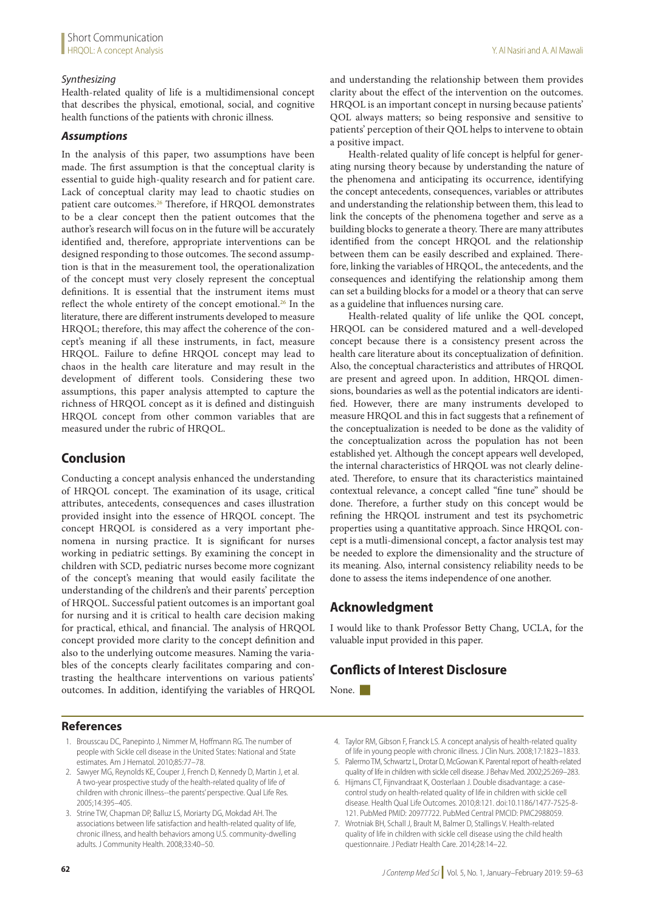*Synthesizing*

Health-related quality of life is a multidimensional concept that describes the physical, emotional, social, and cognitive health functions of the patients with chronic illness.

### *Assumptions*

In the analysis of this paper, two assumptions have been made. The first assumption is that the conceptual clarity is essential to guide high-quality research and for patient care. Lack of conceptual clarity may lead to chaotic studies on patient care outcomes.[26] Therefore, if HRQOL demonstrates to be a clear concept then the patient outcomes that the author's research will focus on in the future will be accurately identified and, therefore, appropriate interventions can be designed responding to those outcomes. The second assumption is that in the measurement tool, the operationalization of the concept must very closely represent the conceptual definitions. It is essential that the instrument items must reflect the whole entirety of the concept emotional.[26] In the literature, there are different instruments developed to measure HRQOL; therefore, this may affect the coherence of the concept's meaning if all these instruments, in fact, measure HRQOL. Failure to define HRQOL concept may lead to chaos in the health care literature and may result in the development of different tools. Considering these two assumptions, this paper analysis attempted to capture the richness of HRQOL concept as it is defined and distinguish HRQOL concept from other common variables that are measured under the rubric of HRQOL.

## Conclusion

Conducting a concept analysis enhanced the understanding of HRQOL concept. The examination of its usage, critical attributes, antecedents, consequences and cases illustration provided insight into the essence of HRQOL concept. The concept HRQOL is considered as a very important phenomena in nursing practice. It is significant for nurses working in pediatric settings. By examining the concept in children with SCD, pediatric nurses become more cognizant of the concept's meaning that would easily facilitate the understanding of the children's and their parents' perception of HRQOL. Successful patient outcomes is an important goal for nursing and it is critical to health care decision making for practical, ethical, and financial. The analysis of HRQOL concept provided more clarity to the concept definition and also to the underlying outcome measures. Naming the variables of the concepts clearly facilitates comparing and contrasting the healthcare interventions on various patients' outcomes. In addition, identifying the variables of HRQOL and understanding the relationship between them provides clarity about the effect of the intervention on the outcomes. HRQOL is an important concept in nursing because patients' QOL always matters; so being responsive and sensitive to patients' perception of their QOL helps to intervene to obtain a positive impact.

Health-related quality of life concept is helpful for generating nursing theory because by understanding the nature of the phenomena and anticipating its occurrence, identifying the concept antecedents, consequences, variables or attributes and understanding the relationship between them, this lead to link the concepts of the phenomena together and serve as a building blocks to generate a theory. There are many attributes identified from the concept HRQOL and the relationship between them can be easily described and explained. Therefore, linking the variables of HRQOL, the antecedents, and the consequences and identifying the relationship among them can set a building blocks for a model or a theory that can serve as a guideline that influences nursing care.

Health-related quality of life unlike the QOL concept, HRQOL can be considered matured and a well-developed concept because there is a consistency present across the health care literature about its conceptualization of definition. Also, the conceptual characteristics and attributes of HRQOL are present and agreed upon. In addition, HRQOL dimensions, boundaries as well as the potential indicators are identified. However, there are many instruments developed to measure HRQOL and this in fact suggests that a refinement of the conceptualization is needed to be done as the validity of the conceptualization across the population has not been established yet. Although the concept appears well developed, the internal characteristics of HRQOL was not clearly delineated. Therefore, to ensure that its characteristics maintained contextual relevance, a concept called "fine tune" should be done. Therefore, a further study on this concept would be refining the HRQOL instrument and test its psychometric properties using a quantitative approach. Since HRQOL concept is a mutli-dimensional concept, a factor analysis test may be needed to explore the dimensionality and the structure of its meaning. Also, internal consistency reliability needs to be done to assess the items independence of one another.

## Acknowledgment

I would like to thank Professor Betty Chang, UCLA, for the valuable input provided in this paper.

## Conflicts of Interest Disclosure

None.

## References

1. Brousscau DC, Panepinto J, Nimmer M, Hoffmann RG. The number of people with Sickle cell disease in the United States: National and State estimates. Am J Hematol. 2010;85:77–78.
2. Sawyer MG, Reynolds KE, Couper J, French D, Kennedy D, Martin J, et al. A two-year prospective study of the health-related quality of life of children with chronic illness--the parents' perspective. Qual Life Res. 2005;14:395–405.
3. Strine TW, Chapman DP, Balluz LS, Moriarty DG, Mokdad AH. The associations between life satisfaction and health-related quality of life, chronic illness, and health behaviors among U.S. community-dwelling adults. J Community Health. 2008;33:40–50.
4. Taylor RM, Gibson F, Franck LS. A concept analysis of health-related quality of life in young people with chronic illness. J Clin Nurs. 2008;17:1823–1833.
5. Palermo TM, Schwartz L, Drotar D, McGowan K. Parental report of health-related quality of life in children with sickle cell disease. J Behav Med. 2002;25:269–283.
6. Hijmans CT, Fijnvandraat K, Oosterlaan J. Double disadvantage: a case-control study on health-related quality of life in children with sickle cell disease. Health Qual Life Outcomes. 2010;8:121. doi:10.1186/1477-7525-8-121. PubMed PMID: 20977722. PubMed Central PMCID: PMC2988059.
7. Wrotniak BH, Schall J, Brault M, Balmer D, Stallings V. Health-related quality of life in children with sickle cell disease using the child health questionnaire. J Pediatr Health Care. 2014;28:14–22.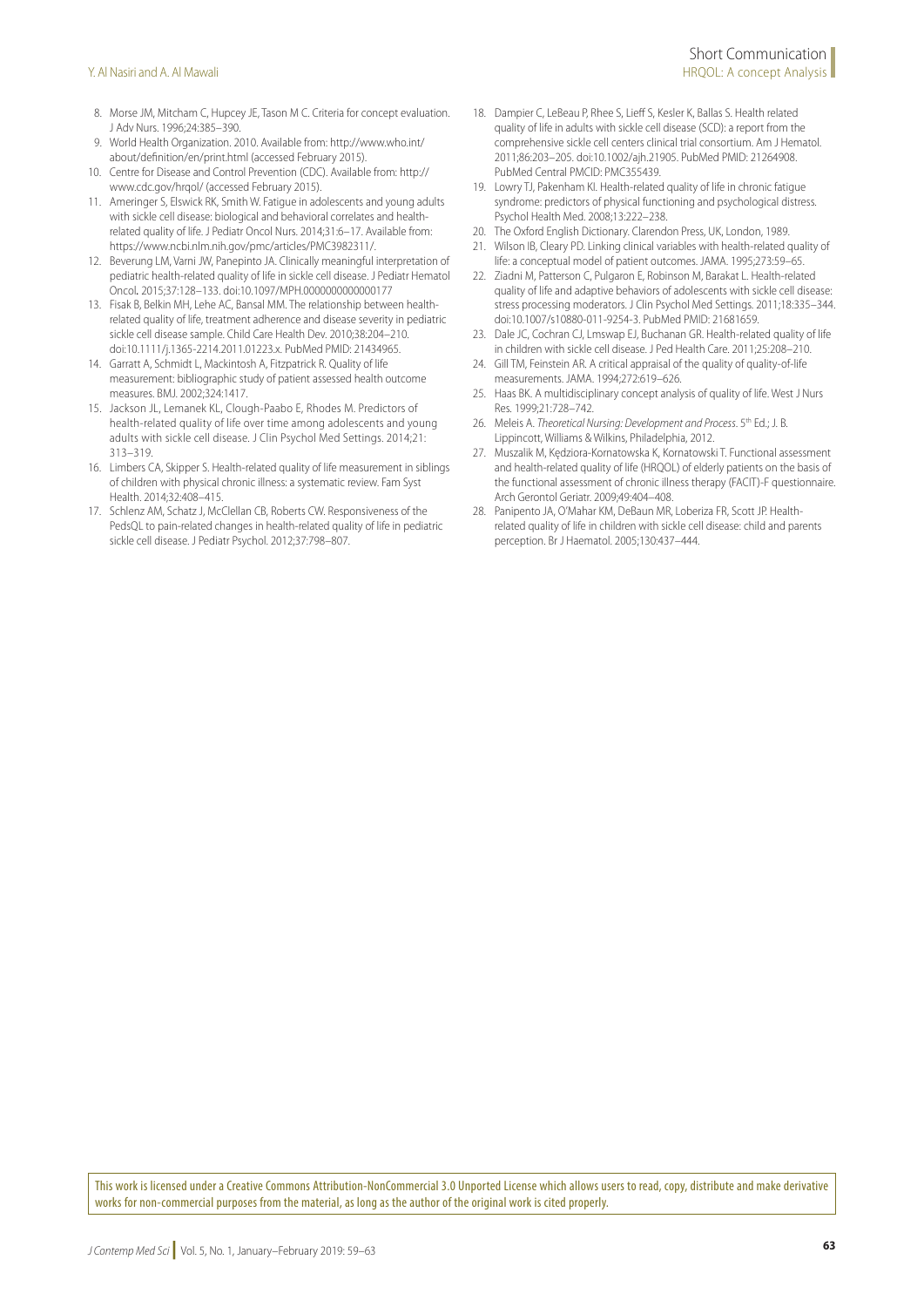8. Morse JM, Mitcham C, Hupcey JE, Tason M C. Criteria for concept evaluation. J Adv Nurs. 1996;24:385–390.
9. World Health Organization. 2010. Available from: http://www.who.int/about/definition/en/print.html (accessed February 2015).
10. Centre for Disease and Control Prevention (CDC). Available from: http://www.cdc.gov/hrqol/ (accessed February 2015).
11. Ameringer S, Elswick RK, Smith W. Fatigue in adolescents and young adults with sickle cell disease: biological and behavioral correlates and health-related quality of life. J Pediatr Oncol Nurs. 2014;31:6–17. Available from: https://www.ncbi.nlm.nih.gov/pmc/articles/PMC3982311/.
12. Beverung LM, Varni JW, Panepinto JA. Clinically meaningful interpretation of pediatric health-related quality of life in sickle cell disease. J Pediatr Hematol Oncol. 2015;37:128–133. doi:10.1097/MPH.0000000000000177
13. Fisak B, Belkin MH, Lehe AC, Bansal MM. The relationship between health-related quality of life, treatment adherence and disease severity in pediatric sickle cell disease sample. Child Care Health Dev. 2010;38:204–210. doi:10.1111/j.1365-2214.2011.01223.x. PubMed PMID: 21434965.
14. Garratt A, Schmidt L, Mackintosh A, Fitzpatrick R. Quality of life measurement: bibliographic study of patient assessed health outcome measures. BMJ. 2002;324:1417.
15. Jackson JL, Lemanek KL, Clough-Paabo E, Rhodes M. Predictors of health-related quality of life over time among adolescents and young adults with sickle cell disease. J Clin Psychol Med Settings. 2014;21: 313–319.
16. Limbers CA, Skipper S. Health-related quality of life measurement in siblings of children with physical chronic illness: a systematic review. Fam Syst Health. 2014;32:408–415.
17. Schlenz AM, Schatz J, McClellan CB, Roberts CW. Responsiveness of the PedsQL to pain-related changes in health-related quality of life in pediatric sickle cell disease. J Pediatr Psychol. 2012;37:798–807.
18. Dampier C, LeBeau P, Rhee S, Lieff S, Kesler K, Ballas S. Health related quality of life in adults with sickle cell disease (SCD): a report from the comprehensive sickle cell centers clinical trial consortium. Am J Hematol. 2011;86:203–205. doi:10.1002/ajh.21905. PubMed PMID: 21264908. PubMed Central PMCID: PMC355439.
19. Lowry TJ, Pakenham KI. Health-related quality of life in chronic fatigue syndrome: predictors of physical functioning and psychological distress. Psychol Health Med. 2008;13:222–238.
20. The Oxford English Dictionary. Clarendon Press, UK, London, 1989.
21. Wilson IB, Cleary PD. Linking clinical variables with health-related quality of life: a conceptual model of patient outcomes. JAMA. 1995;273:59–65.
22. Ziadni M, Patterson C, Pulgaron E, Robinson M, Barakat L. Health-related quality of life and adaptive behaviors of adolescents with sickle cell disease: stress processing moderators. J Clin Psychol Med Settings. 2011;18:335–344. doi:10.1007/s10880-011-9254-3. PubMed PMID: 21681659.
23. Dale JC, Cochran CJ, Lmswap EJ, Buchanan GR. Health-related quality of life in children with sickle cell disease. J Ped Health Care. 2011;25:208–210.
24. Gill TM, Feinstein AR. A critical appraisal of the quality of quality-of-life measurements. JAMA. 1994;272:619–626.
25. Haas BK. A multidisciplinary concept analysis of quality of life. West J Nurs Res. 1999;21:728–742.
26. Meleis A. *Theoretical Nursing: Development and Process*. 5th Ed.; J. B. Lippincott, Williams & Wilkins, Philadelphia, 2012.
27. Muszalik M, Kędziora-Kornatowska K, Kornatowski T. Functional assessment and health-related quality of life (HRQOL) of elderly patients on the basis of the functional assessment of chronic illness therapy (FACIT)-F questionnaire. Arch Gerontol Geriatr. 2009;49:404–408.
28. Panipento JA, O'Mahar KM, DeBaun MR, Loberiza FR, Scott JP. Health-related quality of life in children with sickle cell disease: child and parents perception. Br J Haematol. 2005;130:437–444.

This work is licensed under a Creative Commons Attribution-NonCommercial 3.0 Unported License which allows users to read, copy, distribute and make derivative works for non-commercial purposes from the material, as long as the author of the original work is cited properly.